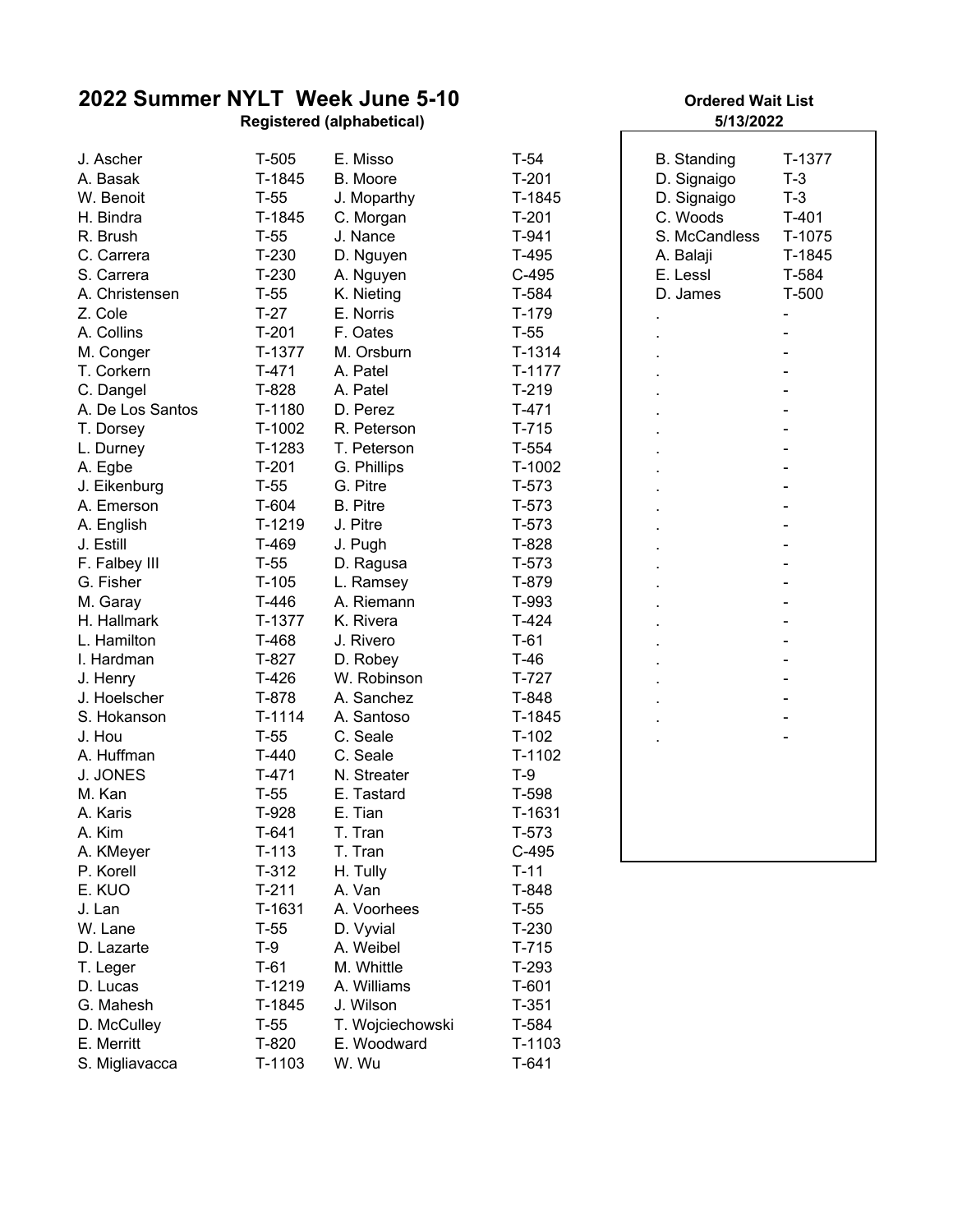# 2022 Summer NYLT Week June 5-10

## Registered (alphabetical)

| Name | Troop | Name | Troop |
|---|---|---|---|
| J. Ascher | T-505 | E. Misso | T-54 |
| A. Basak | T-1845 | B. Moore | T-201 |
| W. Benoit | T-55 | J. Moparthy | T-1845 |
| H. Bindra | T-1845 | C. Morgan | T-201 |
| R. Brush | T-55 | J. Nance | T-941 |
| C. Carrera | T-230 | D. Nguyen | T-495 |
| S. Carrera | T-230 | A. Nguyen | C-495 |
| A. Christensen | T-55 | K. Nieting | T-584 |
| Z. Cole | T-27 | E. Norris | T-179 |
| A. Collins | T-201 | F. Oates | T-55 |
| M. Conger | T-1377 | M. Orsburn | T-1314 |
| T. Corkern | T-471 | A. Patel | T-1177 |
| C. Dangel | T-828 | A. Patel | T-219 |
| A. De Los Santos | T-1180 | D. Perez | T-471 |
| T. Dorsey | T-1002 | R. Peterson | T-715 |
| L. Durney | T-1283 | T. Peterson | T-554 |
| A. Egbe | T-201 | G. Phillips | T-1002 |
| J. Eikenburg | T-55 | G. Pitre | T-573 |
| A. Emerson | T-604 | B. Pitre | T-573 |
| A. English | T-1219 | J. Pitre | T-573 |
| J. Estill | T-469 | J. Pugh | T-828 |
| F. Falbey III | T-55 | D. Ragusa | T-573 |
| G. Fisher | T-105 | L. Ramsey | T-879 |
| M. Garay | T-446 | A. Riemann | T-993 |
| H. Hallmark | T-1377 | K. Rivera | T-424 |
| L. Hamilton | T-468 | J. Rivero | T-61 |
| I. Hardman | T-827 | D. Robey | T-46 |
| J. Henry | T-426 | W. Robinson | T-727 |
| J. Hoelscher | T-878 | A. Sanchez | T-848 |
| S. Hokanson | T-1114 | A. Santoso | T-1845 |
| J. Hou | T-55 | C. Seale | T-102 |
| A. Huffman | T-440 | C. Seale | T-1102 |
| J. JONES | T-471 | N. Streater | T-9 |
| M. Kan | T-55 | E. Tastard | T-598 |
| A. Karis | T-928 | E. Tian | T-1631 |
| A. Kim | T-641 | T. Tran | T-573 |
| A. KMeyer | T-113 | T. Tran | C-495 |
| P. Korell | T-312 | H. Tully | T-11 |
| E. KUO | T-211 | A. Van | T-848 |
| J. Lan | T-1631 | A. Voorhees | T-55 |
| W. Lane | T-55 | D. Vyvial | T-230 |
| D. Lazarte | T-9 | A. Weibel | T-715 |
| T. Leger | T-61 | M. Whittle | T-293 |
| D. Lucas | T-1219 | A. Williams | T-601 |
| G. Mahesh | T-1845 | J. Wilson | T-351 |
| D. McCulley | T-55 | T. Wojciechowski | T-584 |
| E. Merritt | T-820 | E. Woodward | T-1103 |
| S. Migliavacca | T-1103 | W. Wu | T-641 |

## Ordered Wait List
**5/13/2022**

| Name | Troop |
|---|---|
| B. Standing | T-1377 |
| D. Signaigo | T-3 |
| D. Signaigo | T-3 |
| C. Woods | T-401 |
| S. McCandless | T-1075 |
| A. Balaji | T-1845 |
| E. Lessl | T-584 |
| D. James | T-500 |
| . | - |
| . | - |
| . | - |
| . | - |
| . | - |
| . | - |
| . | - |
| . | - |
| . | - |
| . | - |
| . | - |
| . | - |
| . | - |
| . | - |
| . | - |
| . | - |
| . | - |
| . | - |
| . | - |
| . | - |
| . | - |
| . | - |
| . | - |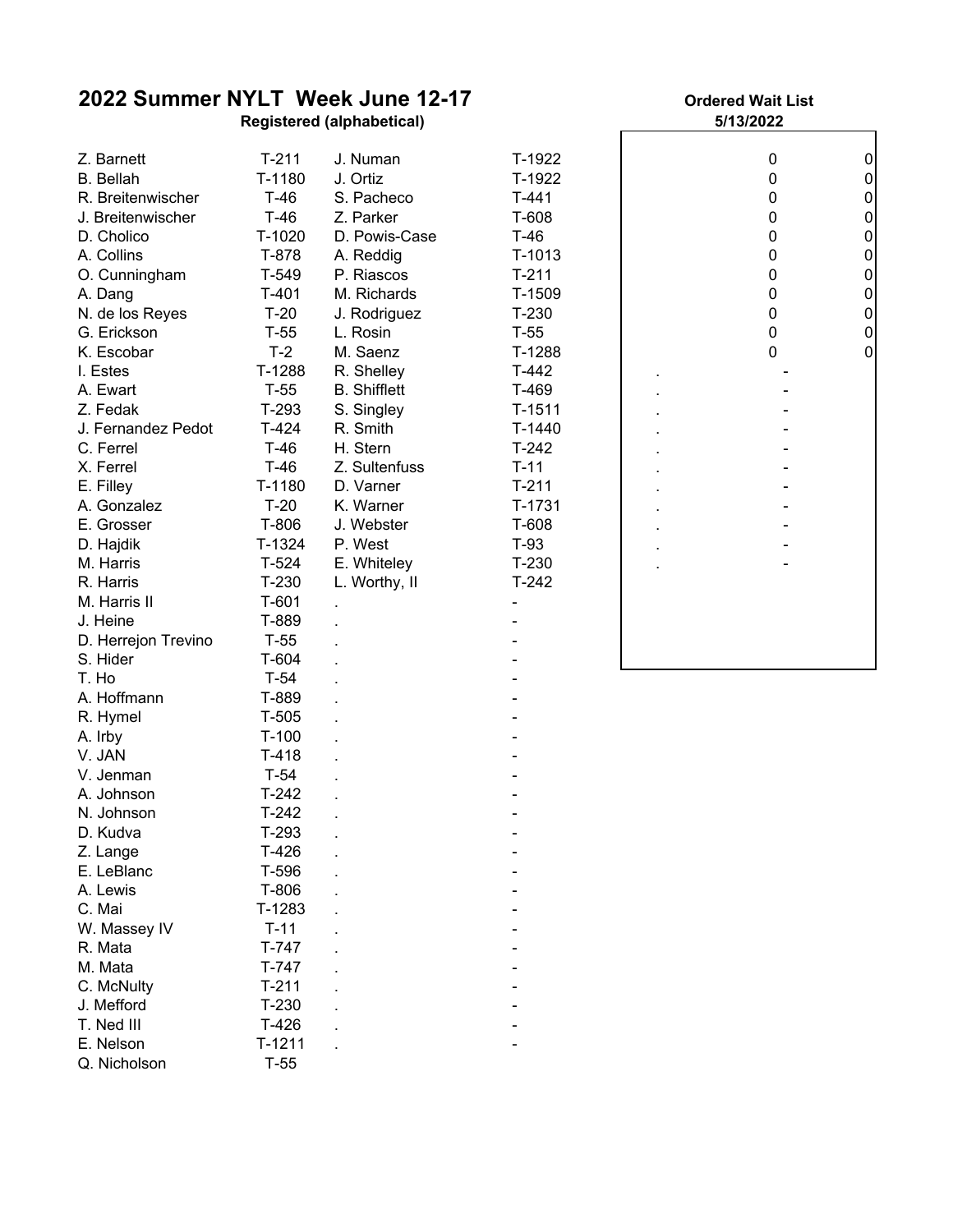## 2022 Summer NYLT Week June 12-17

**Registered (alphabetical)**

| | | | |
|---|---|---|---|
| Z. Barnett | T-211 | J. Numan | T-1922 |
| B. Bellah | T-1180 | J. Ortiz | T-1922 |
| R. Breitenwischer | T-46 | S. Pacheco | T-441 |
| J. Breitenwischer | T-46 | Z. Parker | T-608 |
| D. Cholico | T-1020 | D. Powis-Case | T-46 |
| A. Collins | T-878 | A. Reddig | T-1013 |
| O. Cunningham | T-549 | P. Riascos | T-211 |
| A. Dang | T-401 | M. Richards | T-1509 |
| N. de los Reyes | T-20 | J. Rodriguez | T-230 |
| G. Erickson | T-55 | L. Rosin | T-55 |
| K. Escobar | T-2 | M. Saenz | T-1288 |
| I. Estes | T-1288 | R. Shelley | T-442 |
| A. Ewart | T-55 | B. Shifflett | T-469 |
| Z. Fedak | T-293 | S. Singley | T-1511 |
| J. Fernandez Pedot | T-424 | R. Smith | T-1440 |
| C. Ferrel | T-46 | H. Stern | T-242 |
| X. Ferrel | T-46 | Z. Sultenfuss | T-11 |
| E. Filley | T-1180 | D. Varner | T-211 |
| A. Gonzalez | T-20 | K. Warner | T-1731 |
| E. Grosser | T-806 | J. Webster | T-608 |
| D. Hajdik | T-1324 | P. West | T-93 |
| M. Harris | T-524 | E. Whiteley | T-230 |
| R. Harris | T-230 | L. Worthy, II | T-242 |
| M. Harris II | T-601 | . | - |
| J. Heine | T-889 | . | - |
| D. Herrejon Trevino | T-55 | . | - |
| S. Hider | T-604 | . | - |
| T. Ho | T-54 | . | - |
| A. Hoffmann | T-889 | . | - |
| R. Hymel | T-505 | . | - |
| A. Irby | T-100 | . | - |
| V. JAN | T-418 | . | - |
| V. Jenman | T-54 | . | - |
| A. Johnson | T-242 | . | - |
| N. Johnson | T-242 | . | - |
| D. Kudva | T-293 | . | - |
| Z. Lange | T-426 | . | - |
| E. LeBlanc | T-596 | . | - |
| A. Lewis | T-806 | . | - |
| C. Mai | T-1283 | . | - |
| W. Massey IV | T-11 | . | - |
| R. Mata | T-747 | . | - |
| M. Mata | T-747 | . | - |
| C. McNulty | T-211 | . | - |
| J. Mefford | T-230 | . | - |
| T. Ned III | T-426 | . | - |
| E. Nelson | T-1211 | . | - |
| Q. Nicholson | T-55 | | |

**Ordered Wait List**

**5/13/2022**

| | | |
|---|---|---|
| | 0 | 0 |
| | 0 | 0 |
| | 0 | 0 |
| | 0 | 0 |
| | 0 | 0 |
| | 0 | 0 |
| | 0 | 0 |
| | 0 | 0 |
| | 0 | 0 |
| | 0 | 0 |
| | 0 | 0 |
| . | - | |
| . | - | |
| . | - | |
| . | - | |
| . | - | |
| . | - | |
| . | - | |
| . | - | |
| . | - | |
| . | - | |
| . | - | |